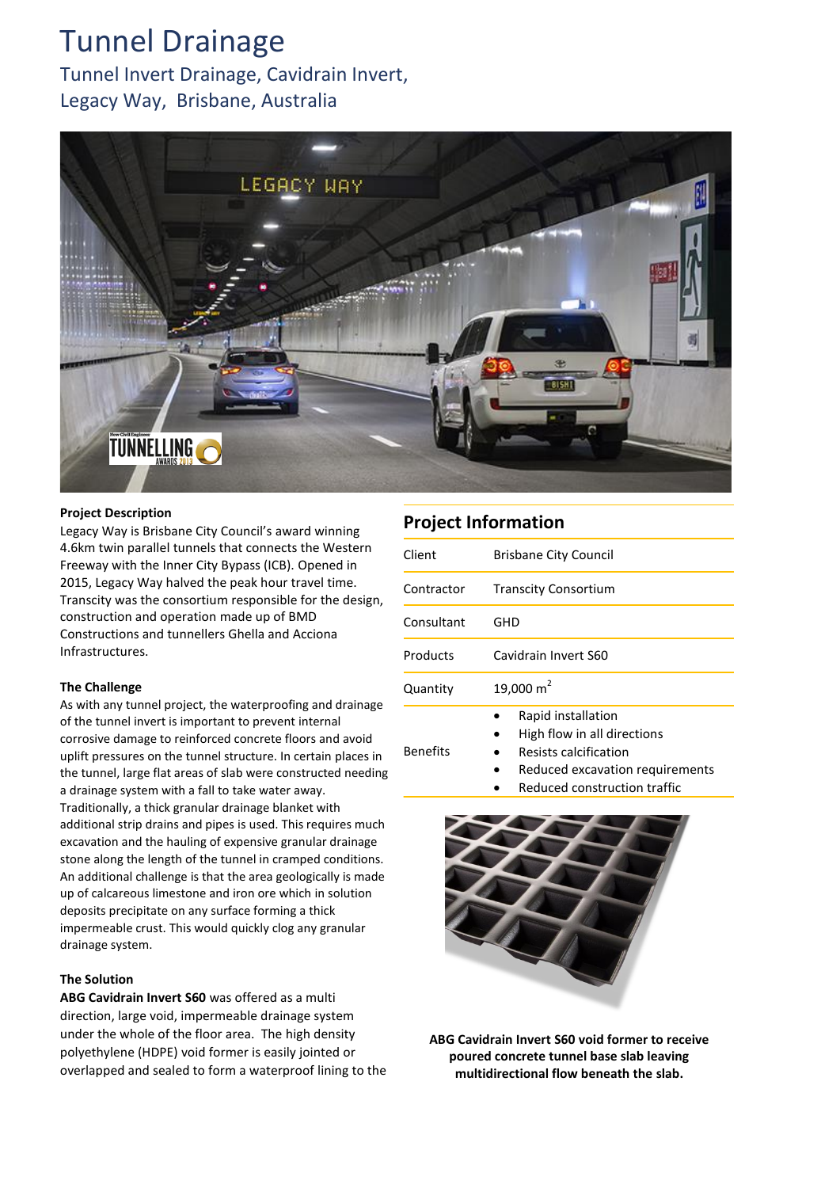# Tunnel Drainage

## Tunnel Invert Drainage, Cavidrain Invert, Legacy Way, Brisbane, Australia

**Project Description**

Legacy Way is Brisbane City Council's award winning 4.6km twin parallel tunnels that connects the Western Freeway with the Inner City Bypass (ICB). Opened in 2015, Legacy Way halved the peak hour travel time. Transcity was the consortium responsible for the design, construction and operation made up of BMD Constructions and tunnellers Ghella and Acciona Infrastructures.

**The Challenge**

As with any tunnel project, the waterproofing and drainage of the tunnel invert is important to prevent internal corrosive damage to reinforced concrete floors and avoid uplift pressures on the tunnel structure. In certain places in the tunnel, large flat areas of slab were constructed needing a drainage system with a fall to take water away. Traditionally, a thick granular drainage blanket with additional strip drains and pipes is used. This requires much excavation and the hauling of expensive granular drainage stone along the length of the tunnel in cramped conditions. An additional challenge is that the area geologically is made up of calcareous limestone and iron ore which in solution deposits precipitate on any surface forming a thick impermeable crust. This would quickly clog any granular drainage system.

**The Solution**

**ABG Cavidrain Invert S60** was offered as a multi direction, large void, impermeable drainage system under the whole of the floor area. The high density polyethylene (HDPE) void former is easily jointed or overlapped and sealed to form a waterproof lining to the

## Project Information

| | |
|---|---|
| Client | Brisbane City Council |
| Contractor | Transcity Consortium |
| Consultant | GHD |
| Products | Cavidrain Invert S60 |
| Quantity | 19,000 m$^2$ |
| Benefits | • Rapid installation<br>• High flow in all directions<br>• Resists calcification<br>• Reduced excavation requirements<br>• Reduced construction traffic |

**ABG Cavidrain Invert S60 void former to receive poured concrete tunnel base slab leaving multidirectional flow beneath the slab.**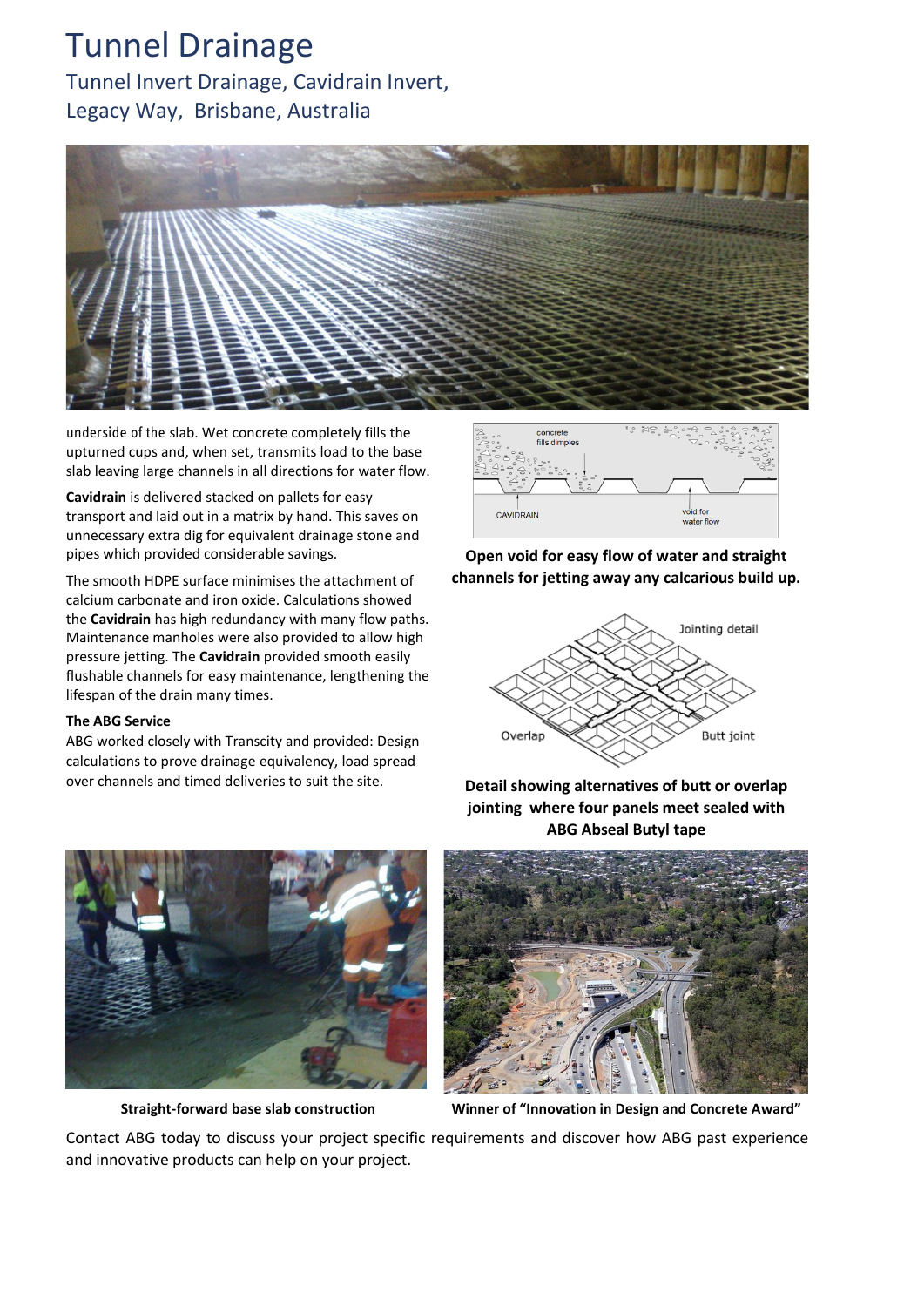# Tunnel Drainage

## Tunnel Invert Drainage, Cavidrain Invert, Legacy Way, Brisbane, Australia

underside of the slab. Wet concrete completely fills the upturned cups and, when set, transmits load to the base slab leaving large channels in all directions for water flow.

**Cavidrain** is delivered stacked on pallets for easy transport and laid out in a matrix by hand. This saves on unnecessary extra dig for equivalent drainage stone and pipes which provided considerable savings.

The smooth HDPE surface minimises the attachment of calcium carbonate and iron oxide. Calculations showed the **Cavidrain** has high redundancy with many flow paths. Maintenance manholes were also provided to allow high pressure jetting. The **Cavidrain** provided smooth easily flushable channels for easy maintenance, lengthening the lifespan of the drain many times.

**The ABG Service**

ABG worked closely with Transcity and provided: Design calculations to prove drainage equivalency, load spread over channels and timed deliveries to suit the site.

concrete fills dimples

CAVIDRAIN

void for water flow

**Open void for easy flow of water and straight channels for jetting away any calcarious build up.**

Jointing detail

Overlap

Butt joint

**Detail showing alternatives of butt or overlap jointing where four panels meet sealed with ABG Abseal Butyl tape**

**Straight-forward base slab construction**

**Winner of "Innovation in Design and Concrete Award"**

Contact ABG today to discuss your project specific requirements and discover how ABG past experience and innovative products can help on your project.